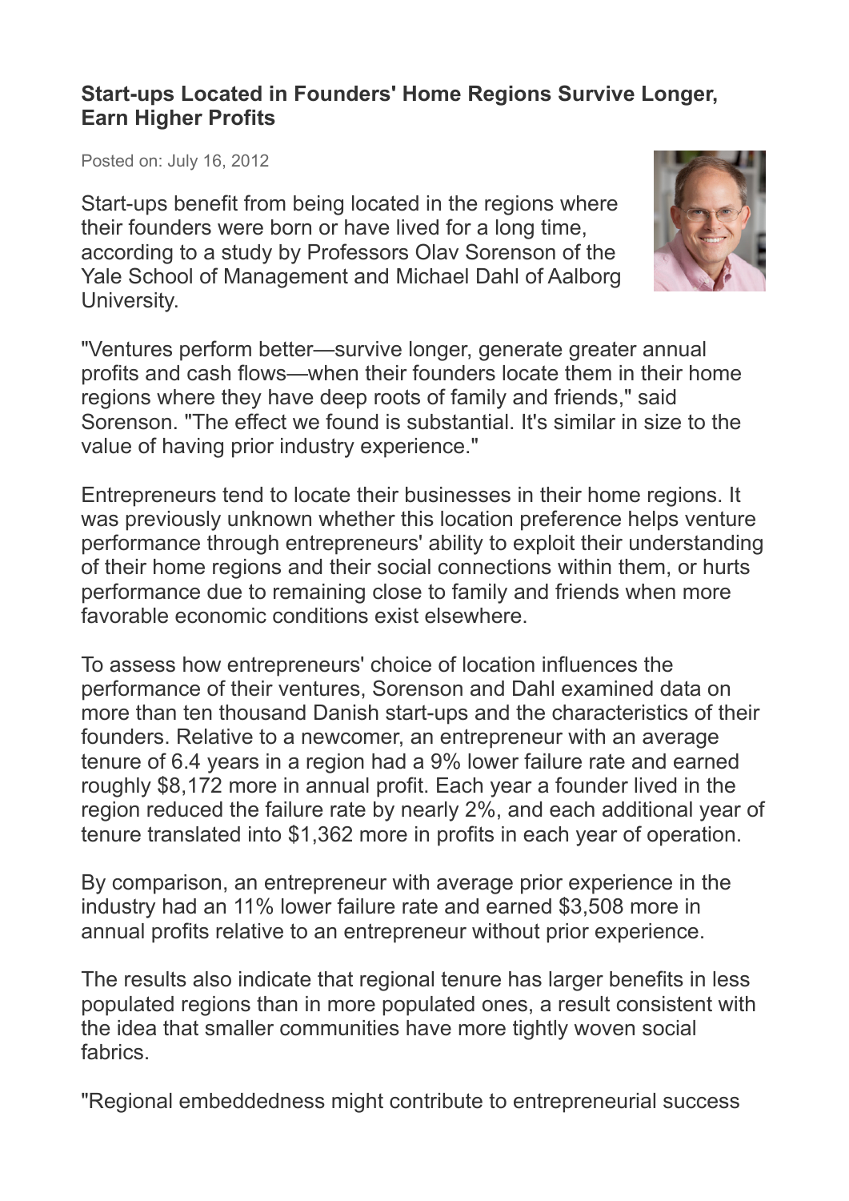# Start-ups Located in Founders' Home Regions Survive Longer, Earn Higher Profits

Posted on: July 16, 2012

Start-ups benefit from being located in the regions where their founders were born or have lived for a long time, according to a study by Professors Olav Sorenson of the Yale School of Management and Michael Dahl of Aalborg University.

"Ventures perform better—survive longer, generate greater annual profits and cash flows—when their founders locate them in their home regions where they have deep roots of family and friends," said Sorenson. "The effect we found is substantial. It's similar in size to the value of having prior industry experience."

Entrepreneurs tend to locate their businesses in their home regions. It was previously unknown whether this location preference helps venture performance through entrepreneurs' ability to exploit their understanding of their home regions and their social connections within them, or hurts performance due to remaining close to family and friends when more favorable economic conditions exist elsewhere.

To assess how entrepreneurs' choice of location influences the performance of their ventures, Sorenson and Dahl examined data on more than ten thousand Danish start-ups and the characteristics of their founders. Relative to a newcomer, an entrepreneur with an average tenure of 6.4 years in a region had a 9% lower failure rate and earned roughly $8,172 more in annual profit. Each year a founder lived in the region reduced the failure rate by nearly 2%, and each additional year of tenure translated into $1,362 more in profits in each year of operation.

By comparison, an entrepreneur with average prior experience in the industry had an 11% lower failure rate and earned $3,508 more in annual profits relative to an entrepreneur without prior experience.

The results also indicate that regional tenure has larger benefits in less populated regions than in more populated ones, a result consistent with the idea that smaller communities have more tightly woven social fabrics.

"Regional embeddedness might contribute to entrepreneurial success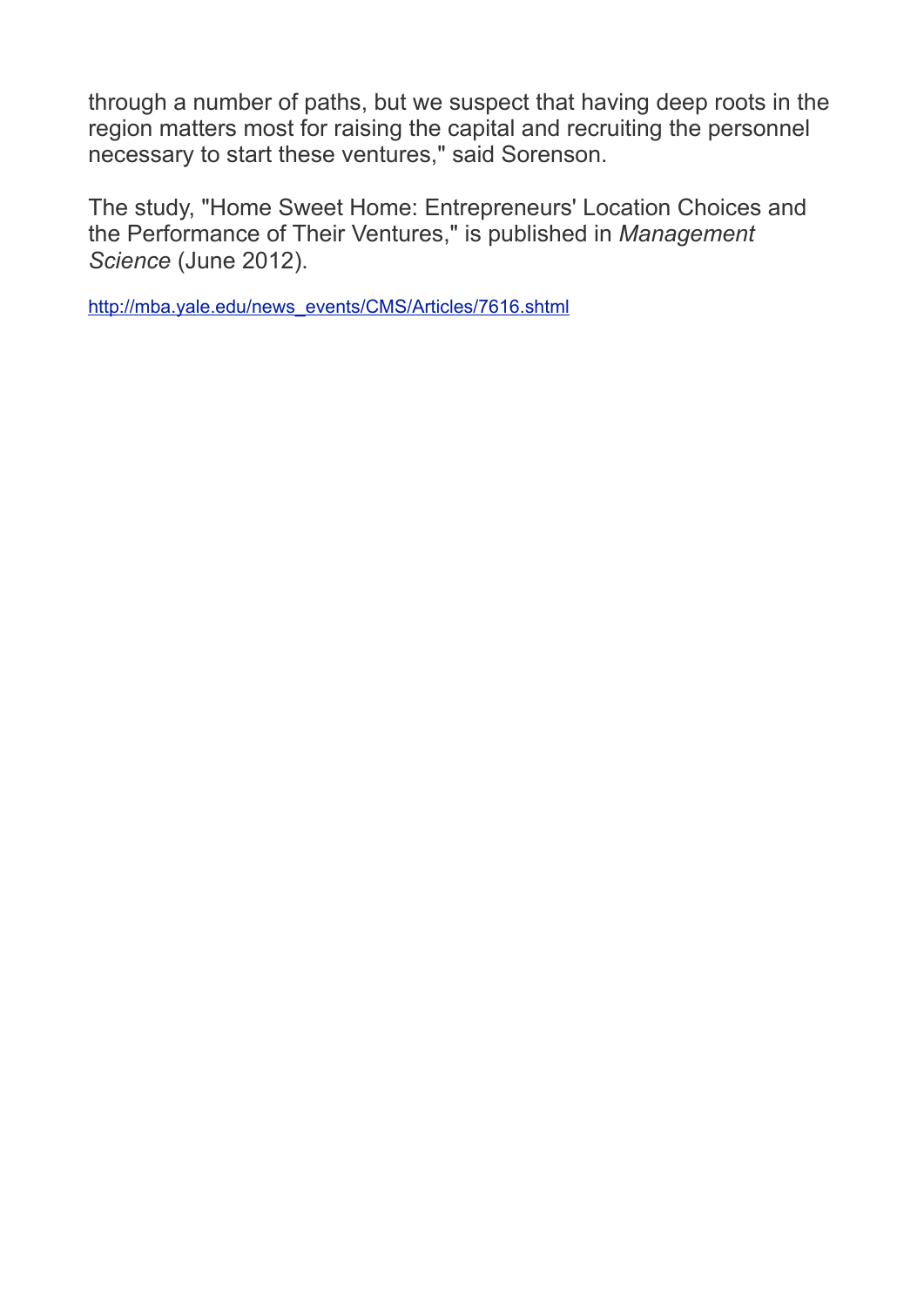through a number of paths, but we suspect that having deep roots in the region matters most for raising the capital and recruiting the personnel necessary to start these ventures," said Sorenson.

The study, "Home Sweet Home: Entrepreneurs' Location Choices and the Performance of Their Ventures," is published in *Management Science* (June 2012).

[http://mba.yale.edu/news_events/CMS/Articles/7616.shtml](http://mba.yale.edu/news_events/CMS/Articles/7616.shtml)